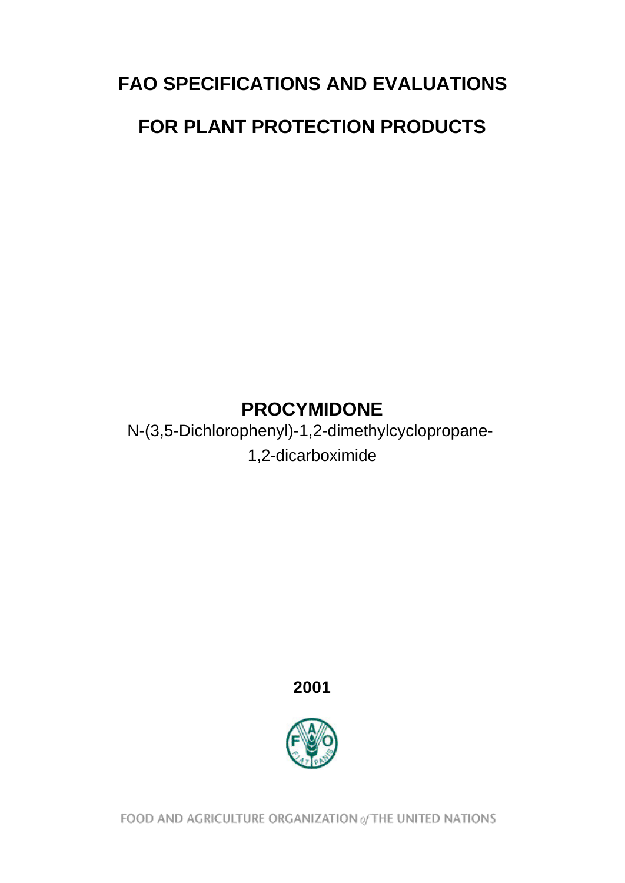# FAO SPECIFICATIONS AND EVALUATIONS

# FOR PLANT PROTECTION PRODUCTS

## PROCYMIDONE

N-(3,5-Dichlorophenyl)-1,2-dimethylcyclopropane-1,2-dicarboximide

**2001**

FOOD AND AGRICULTURE ORGANIZATION *of* THE UNITED NATIONS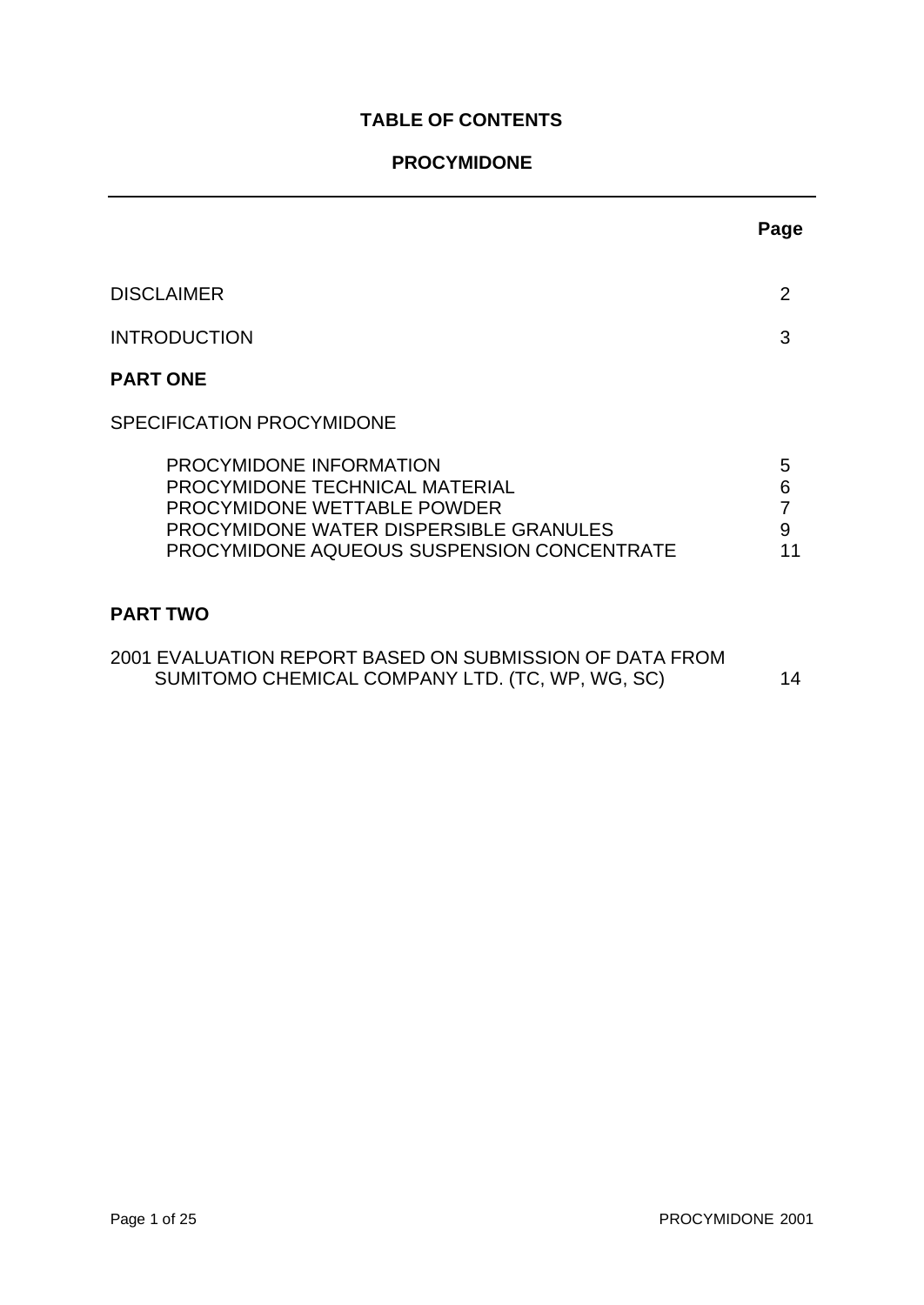**TABLE OF CONTENTS**

**PROCYMIDONE**

---

| | Page |
|---|---|
| DISCLAIMER | 2 |
| INTRODUCTION | 3 |
| **PART ONE** | |
| SPECIFICATION PROCYMIDONE | |
| PROCYMIDONE INFORMATION | 5 |
| PROCYMIDONE TECHNICAL MATERIAL | 6 |
| PROCYMIDONE WETTABLE POWDER | 7 |
| PROCYMIDONE WATER DISPERSIBLE GRANULES | 9 |
| PROCYMIDONE AQUEOUS SUSPENSION CONCENTRATE | 11 |
| **PART TWO** | |
| 2001 EVALUATION REPORT BASED ON SUBMISSION OF DATA FROM SUMITOMO CHEMICAL COMPANY LTD. (TC, WP, WG, SC) | 14 |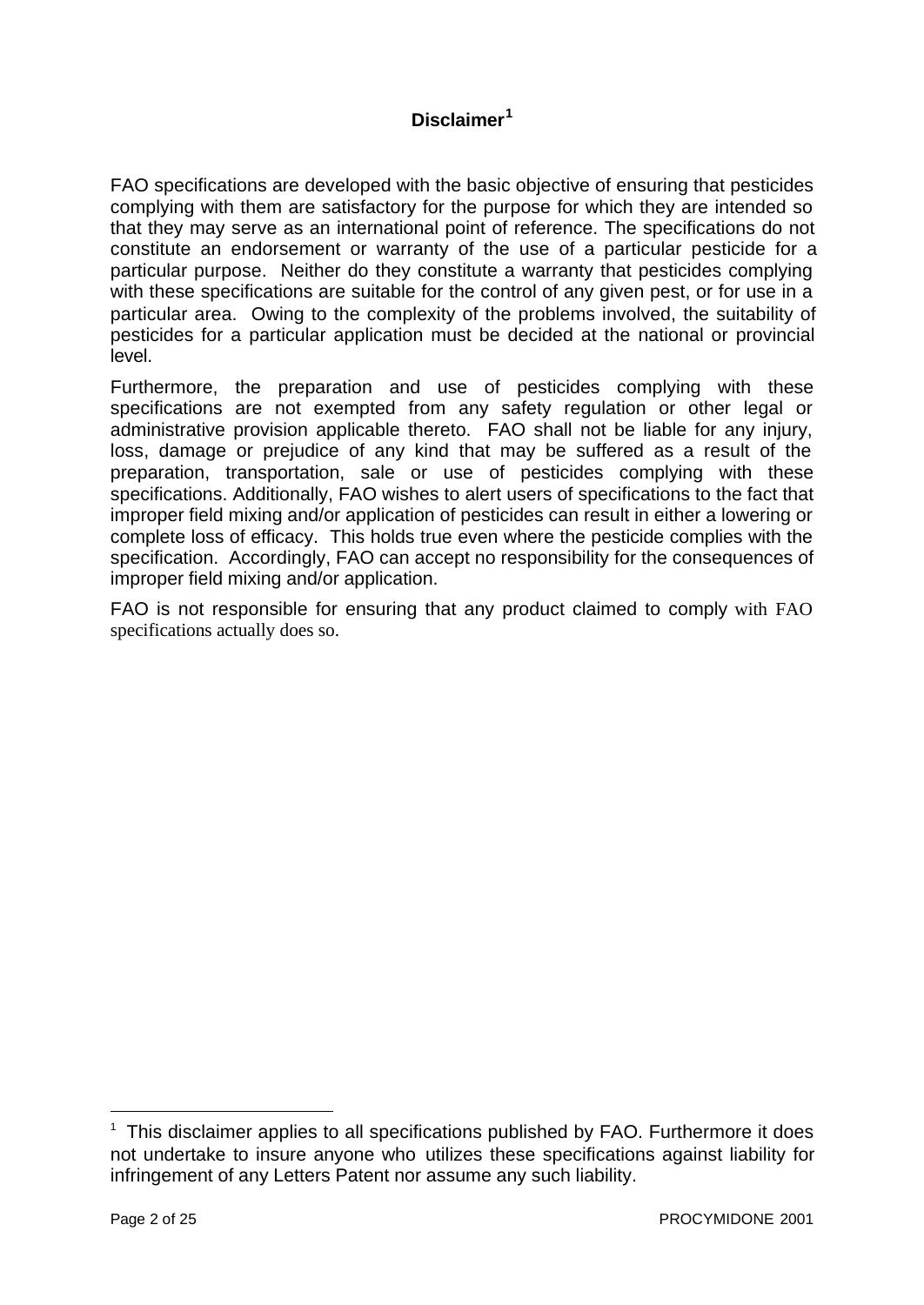# Disclaimer[1]

FAO specifications are developed with the basic objective of ensuring that pesticides complying with them are satisfactory for the purpose for which they are intended so that they may serve as an international point of reference. The specifications do not constitute an endorsement or warranty of the use of a particular pesticide for a particular purpose. Neither do they constitute a warranty that pesticides complying with these specifications are suitable for the control of any given pest, or for use in a particular area. Owing to the complexity of the problems involved, the suitability of pesticides for a particular application must be decided at the national or provincial level.

Furthermore, the preparation and use of pesticides complying with these specifications are not exempted from any safety regulation or other legal or administrative provision applicable thereto. FAO shall not be liable for any injury, loss, damage or prejudice of any kind that may be suffered as a result of the preparation, transportation, sale or use of pesticides complying with these specifications. Additionally, FAO wishes to alert users of specifications to the fact that improper field mixing and/or application of pesticides can result in either a lowering or complete loss of efficacy. This holds true even where the pesticide complies with the specification. Accordingly, FAO can accept no responsibility for the consequences of improper field mixing and/or application.

FAO is not responsible for ensuring that any product claimed to comply with FAO specifications actually does so.

---

[1] This disclaimer applies to all specifications published by FAO. Furthermore it does not undertake to insure anyone who utilizes these specifications against liability for infringement of any Letters Patent nor assume any such liability.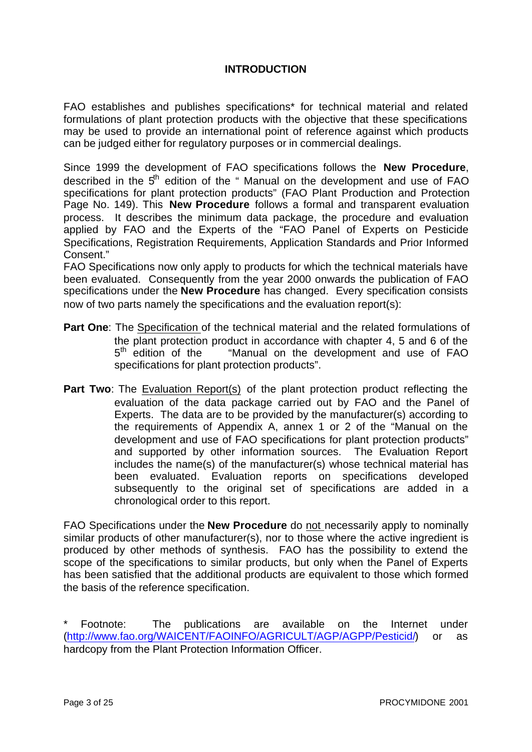# INTRODUCTION

FAO establishes and publishes specifications* for technical material and related formulations of plant protection products with the objective that these specifications may be used to provide an international point of reference against which products can be judged either for regulatory purposes or in commercial dealings.

Since 1999 the development of FAO specifications follows the **New Procedure**, described in the 5th edition of the " Manual on the development and use of FAO specifications for plant protection products" (FAO Plant Production and Protection Page No. 149). This **New Procedure** follows a formal and transparent evaluation process. It describes the minimum data package, the procedure and evaluation applied by FAO and the Experts of the "FAO Panel of Experts on Pesticide Specifications, Registration Requirements, Application Standards and Prior Informed Consent."

FAO Specifications now only apply to products for which the technical materials have been evaluated. Consequently from the year 2000 onwards the publication of FAO specifications under the **New Procedure** has changed. Every specification consists now of two parts namely the specifications and the evaluation report(s):

**Part One**: The Specification of the technical material and the related formulations of the plant protection product in accordance with chapter 4, 5 and 6 of the 5th edition of the "Manual on the development and use of FAO specifications for plant protection products".

**Part Two**: The Evaluation Report(s) of the plant protection product reflecting the evaluation of the data package carried out by FAO and the Panel of Experts. The data are to be provided by the manufacturer(s) according to the requirements of Appendix A, annex 1 or 2 of the "Manual on the development and use of FAO specifications for plant protection products" and supported by other information sources. The Evaluation Report includes the name(s) of the manufacturer(s) whose technical material has been evaluated. Evaluation reports on specifications developed subsequently to the original set of specifications are added in a chronological order to this report.

FAO Specifications under the **New Procedure** do not necessarily apply to nominally similar products of other manufacturer(s), nor to those where the active ingredient is produced by other methods of synthesis. FAO has the possibility to extend the scope of the specifications to similar products, but only when the Panel of Experts has been satisfied that the additional products are equivalent to those which formed the basis of the reference specification.

\* Footnote: The publications are available on the Internet under (http://www.fao.org/WAICENT/FAOINFO/AGRICULT/AGP/AGPP/Pesticid/) or as hardcopy from the Plant Protection Information Officer.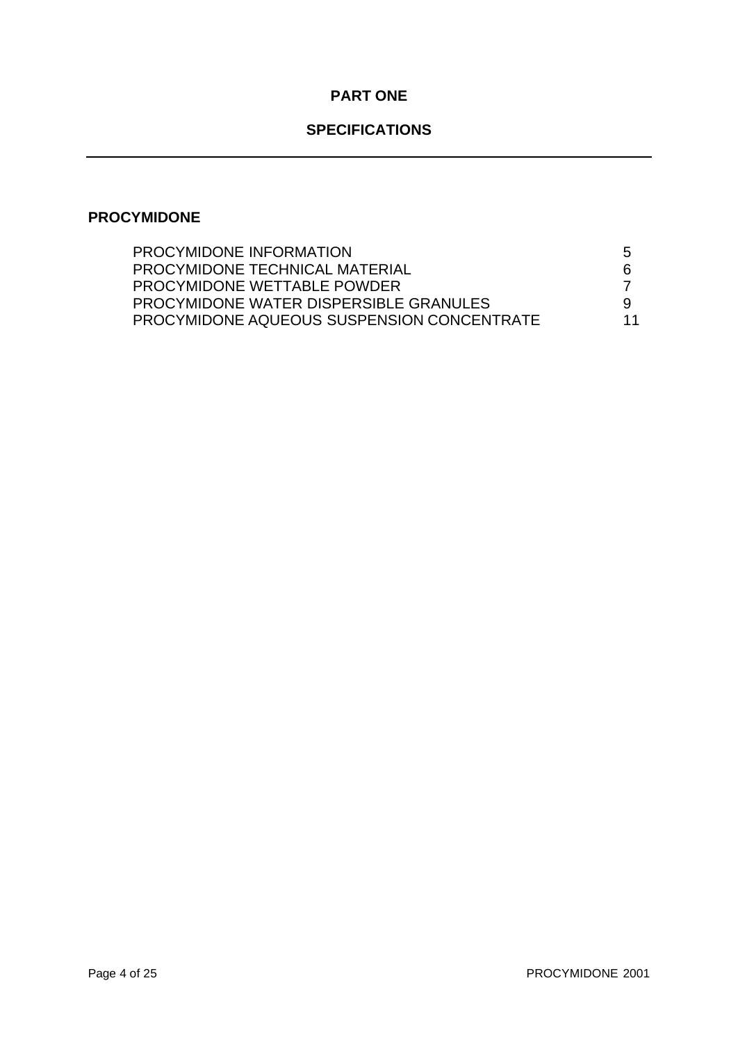# PART ONE

## SPECIFICATIONS

---

### PROCYMIDONE

| | |
|---|---|
| PROCYMIDONE INFORMATION | 5 |
| PROCYMIDONE TECHNICAL MATERIAL | 6 |
| PROCYMIDONE WETTABLE POWDER | 7 |
| PROCYMIDONE WATER DISPERSIBLE GRANULES | 9 |
| PROCYMIDONE AQUEOUS SUSPENSION CONCENTRATE | 11 |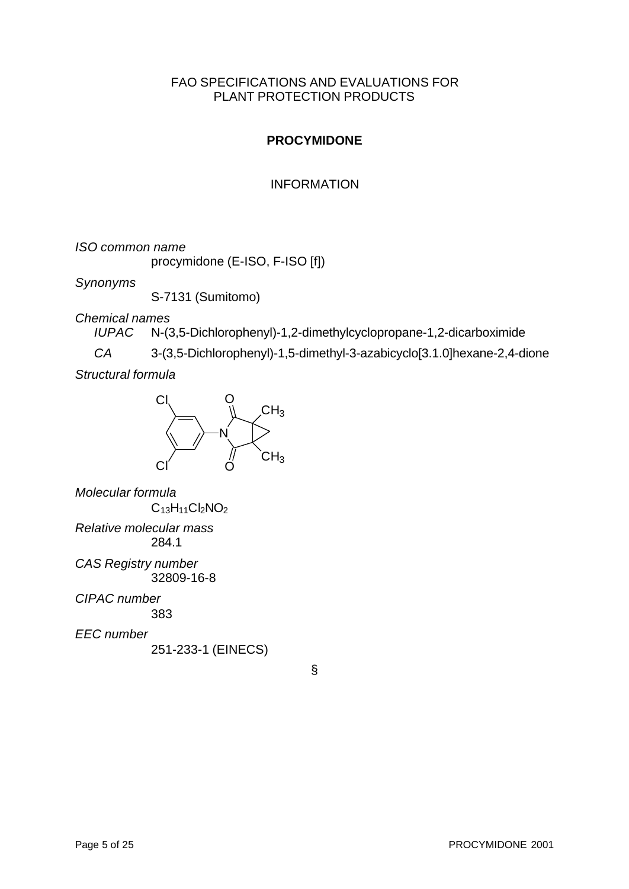FAO SPECIFICATIONS AND EVALUATIONS FOR PLANT PROTECTION PRODUCTS

# PROCYMIDONE

## INFORMATION

*ISO common name*

procymidone (E-ISO, F-ISO [f])

*Synonyms*

S-7131 (Sumitomo)

*Chemical names*

*IUPAC* N-(3,5-Dichlorophenyl)-1,2-dimethylcyclopropane-1,2-dicarboximide

*CA* 3-(3,5-Dichlorophenyl)-1,5-dimethyl-3-azabicyclo[3.1.0]hexane-2,4-dione

*Structural formula*

*Molecular formula*

$C_{13}H_{11}Cl_2NO_2$

*Relative molecular mass*

284.1

*CAS Registry number*

32809-16-8

*CIPAC number*

383

*EEC number*

251-233-1 (EINECS)

§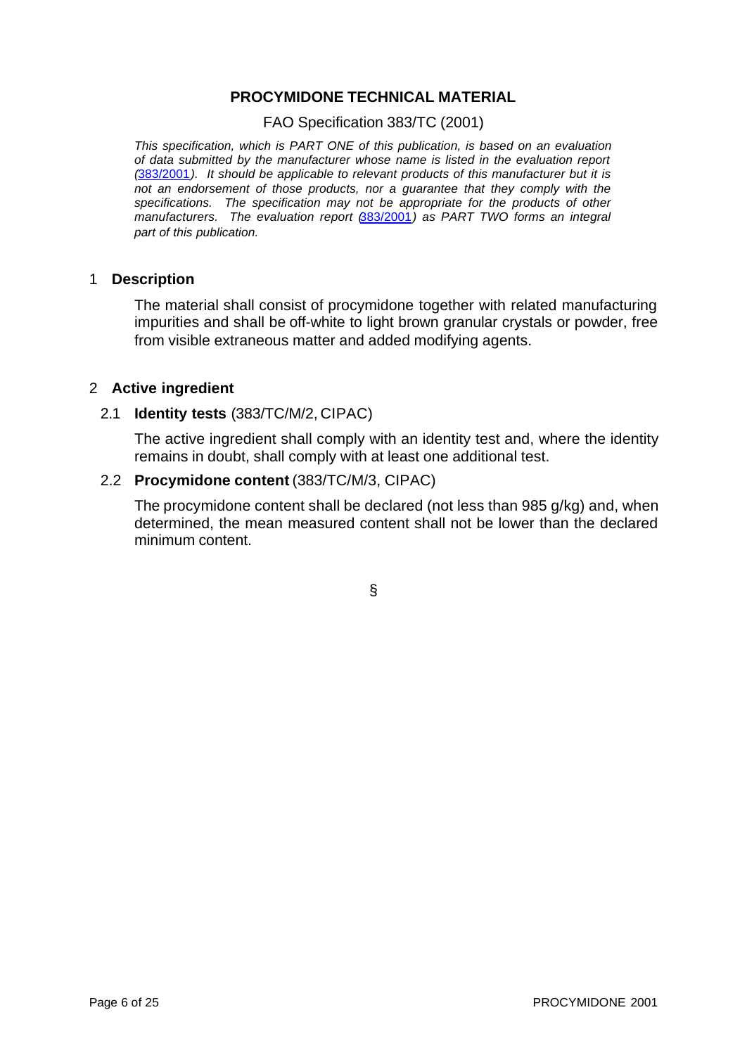# PROCYMIDONE TECHNICAL MATERIAL

FAO Specification 383/TC (2001)

*This specification, which is PART ONE of this publication, is based on an evaluation of data submitted by the manufacturer whose name is listed in the evaluation report (383/2001). It should be applicable to relevant products of this manufacturer but it is not an endorsement of those products, nor a guarantee that they comply with the specifications. The specification may not be appropriate for the products of other manufacturers. The evaluation report (383/2001) as PART TWO forms an integral part of this publication.*

## 1 Description

The material shall consist of procymidone together with related manufacturing impurities and shall be off-white to light brown granular crystals or powder, free from visible extraneous matter and added modifying agents.

## 2 Active ingredient

### 2.1 Identity tests (383/TC/M/2, CIPAC)

The active ingredient shall comply with an identity test and, where the identity remains in doubt, shall comply with at least one additional test.

### 2.2 Procymidone content (383/TC/M/3, CIPAC)

The procymidone content shall be declared (not less than 985 g/kg) and, when determined, the mean measured content shall not be lower than the declared minimum content.

§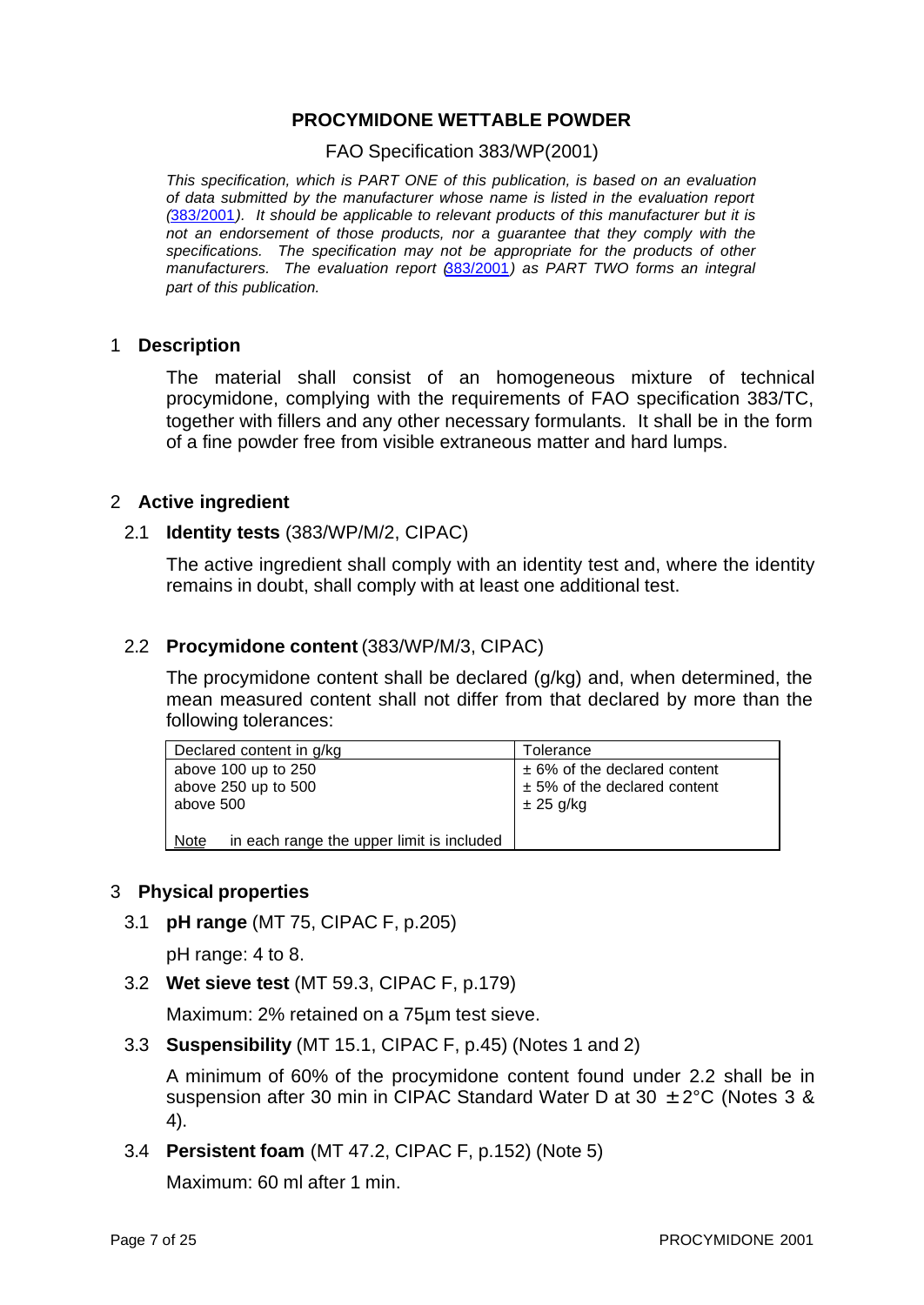**PROCYMIDONE WETTABLE POWDER**

FAO Specification 383/WP(2001)

*This specification, which is PART ONE of this publication, is based on an evaluation of data submitted by the manufacturer whose name is listed in the evaluation report (383/2001). It should be applicable to relevant products of this manufacturer but it is not an endorsement of those products, nor a guarantee that they comply with the specifications. The specification may not be appropriate for the products of other manufacturers. The evaluation report (383/2001) as PART TWO forms an integral part of this publication.*

## 1 Description

The material shall consist of an homogeneous mixture of technical procymidone, complying with the requirements of FAO specification 383/TC, together with fillers and any other necessary formulants. It shall be in the form of a fine powder free from visible extraneous matter and hard lumps.

## 2 Active ingredient

### 2.1 **Identity tests** (383/WP/M/2, CIPAC)

The active ingredient shall comply with an identity test and, where the identity remains in doubt, shall comply with at least one additional test.

### 2.2 **Procymidone content** (383/WP/M/3, CIPAC)

The procymidone content shall be declared (g/kg) and, when determined, the mean measured content shall not differ from that declared by more than the following tolerances:

| Declared content in g/kg | Tolerance |
|---|---|
| above 100 up to 250 | ± 6% of the declared content |
| above 250 up to 500 | ± 5% of the declared content |
| above 500 | ± 25 g/kg |
| Note in each range the upper limit is included | |

## 3 Physical properties

### 3.1 **pH range** (MT 75, CIPAC F, p.205)

pH range: 4 to 8.

### 3.2 **Wet sieve test** (MT 59.3, CIPAC F, p.179)

Maximum: 2% retained on a 75µm test sieve.

### 3.3 **Suspensibility** (MT 15.1, CIPAC F, p.45) (Notes 1 and 2)

A minimum of 60% of the procymidone content found under 2.2 shall be in suspension after 30 min in CIPAC Standard Water D at 30 ± 2°C (Notes 3 & 4).

### 3.4 **Persistent foam** (MT 47.2, CIPAC F, p.152) (Note 5)

Maximum: 60 ml after 1 min.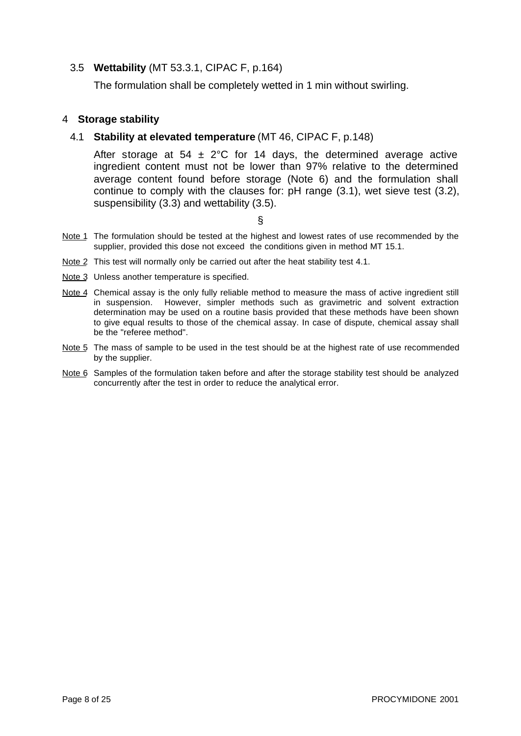### 3.5 **Wettability** (MT 53.3.1, CIPAC F, p.164)

The formulation shall be completely wetted in 1 min without swirling.

## 4 **Storage stability**

### 4.1 **Stability at elevated temperature** (MT 46, CIPAC F, p.148)

After storage at 54 ± 2°C for 14 days, the determined average active ingredient content must not be lower than 97% relative to the determined average content found before storage (Note 6) and the formulation shall continue to comply with the clauses for: pH range (3.1), wet sieve test (3.2), suspensibility (3.3) and wettability (3.5).

§

Note 1 The formulation should be tested at the highest and lowest rates of use recommended by the supplier, provided this dose not exceed the conditions given in method MT 15.1.

Note 2 This test will normally only be carried out after the heat stability test 4.1.

Note 3 Unless another temperature is specified.

Note 4 Chemical assay is the only fully reliable method to measure the mass of active ingredient still in suspension. However, simpler methods such as gravimetric and solvent extraction determination may be used on a routine basis provided that these methods have been shown to give equal results to those of the chemical assay. In case of dispute, chemical assay shall be the "referee method".

Note 5 The mass of sample to be used in the test should be at the highest rate of use recommended by the supplier.

Note 6 Samples of the formulation taken before and after the storage stability test should be analyzed concurrently after the test in order to reduce the analytical error.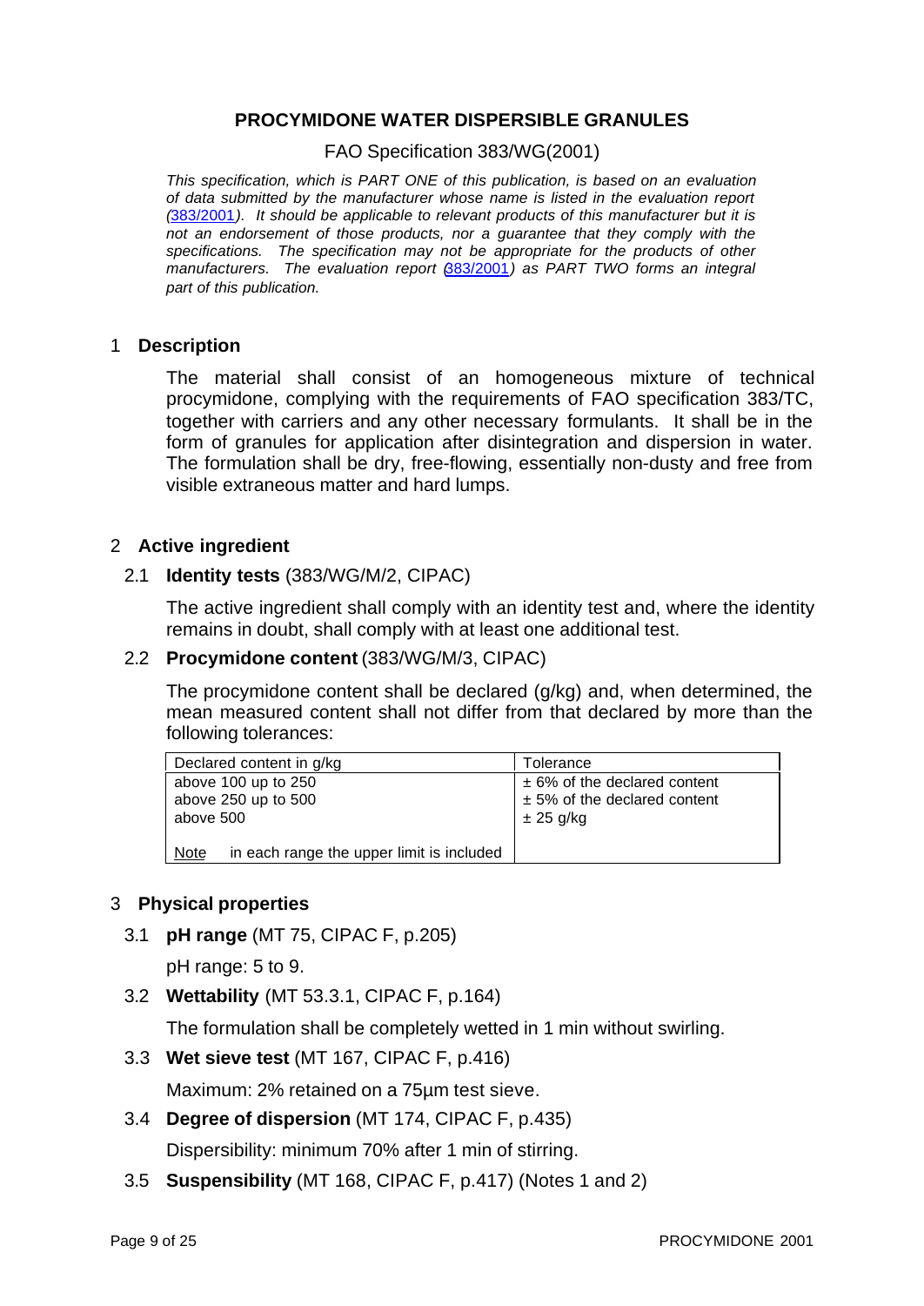## PROCYMIDONE WATER DISPERSIBLE GRANULES

FAO Specification 383/WG(2001)

*This specification, which is PART ONE of this publication, is based on an evaluation of data submitted by the manufacturer whose name is listed in the evaluation report (383/2001). It should be applicable to relevant products of this manufacturer but it is not an endorsement of those products, nor a guarantee that they comply with the specifications. The specification may not be appropriate for the products of other manufacturers. The evaluation report (383/2001) as PART TWO forms an integral part of this publication.*

### 1 Description

The material shall consist of an homogeneous mixture of technical procymidone, complying with the requirements of FAO specification 383/TC, together with carriers and any other necessary formulants. It shall be in the form of granules for application after disintegration and dispersion in water. The formulation shall be dry, free-flowing, essentially non-dusty and free from visible extraneous matter and hard lumps.

### 2 Active ingredient

#### 2.1 Identity tests (383/WG/M/2, CIPAC)

The active ingredient shall comply with an identity test and, where the identity remains in doubt, shall comply with at least one additional test.

#### 2.2 Procymidone content (383/WG/M/3, CIPAC)

The procymidone content shall be declared (g/kg) and, when determined, the mean measured content shall not differ from that declared by more than the following tolerances:

| Declared content in g/kg | Tolerance |
|---|---|
| above 100 up to 250 | ± 6% of the declared content |
| above 250 up to 500 | ± 5% of the declared content |
| above 500 | ± 25 g/kg |
| Note in each range the upper limit is included | |

### 3 Physical properties

#### 3.1 pH range (MT 75, CIPAC F, p.205)

pH range: 5 to 9.

#### 3.2 Wettability (MT 53.3.1, CIPAC F, p.164)

The formulation shall be completely wetted in 1 min without swirling.

#### 3.3 Wet sieve test (MT 167, CIPAC F, p.416)

Maximum: 2% retained on a 75µm test sieve.

#### 3.4 Degree of dispersion (MT 174, CIPAC F, p.435)

Dispersibility: minimum 70% after 1 min of stirring.

#### 3.5 Suspensibility (MT 168, CIPAC F, p.417) (Notes 1 and 2)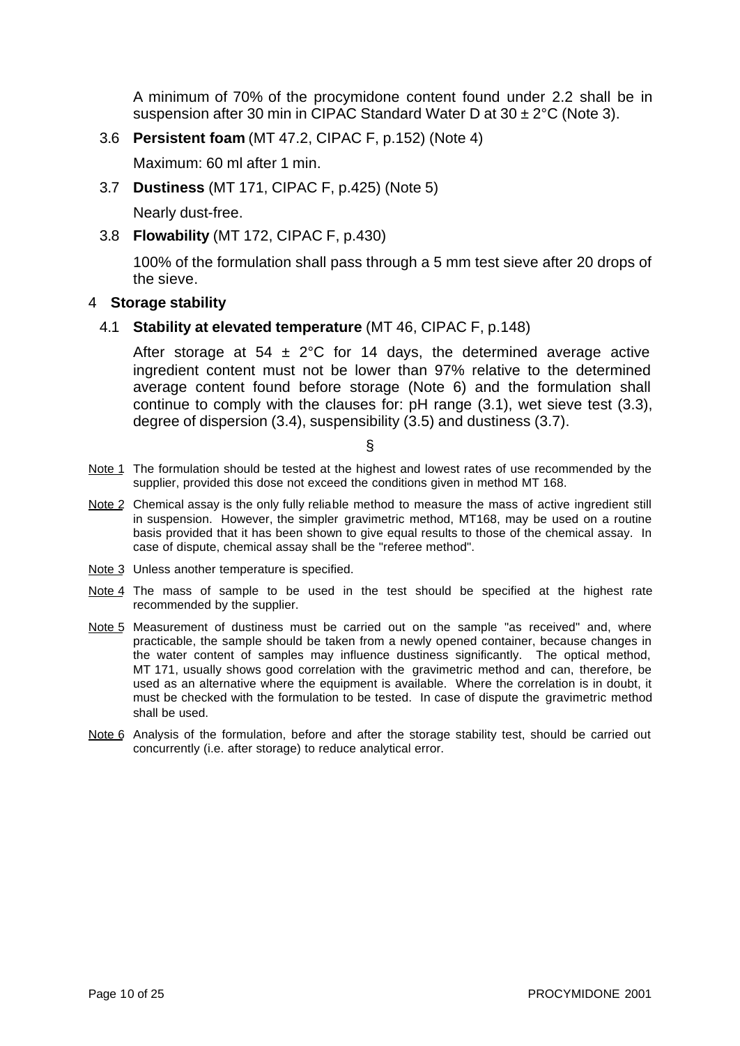A minimum of 70% of the procymidone content found under 2.2 shall be in suspension after 30 min in CIPAC Standard Water D at 30 ± 2°C (Note 3).

3.6 **Persistent foam** (MT 47.2, CIPAC F, p.152) (Note 4)

Maximum: 60 ml after 1 min.

3.7 **Dustiness** (MT 171, CIPAC F, p.425) (Note 5)

Nearly dust-free.

3.8 **Flowability** (MT 172, CIPAC F, p.430)

100% of the formulation shall pass through a 5 mm test sieve after 20 drops of the sieve.

## 4 Storage stability

4.1 **Stability at elevated temperature** (MT 46, CIPAC F, p.148)

After storage at 54 ± 2°C for 14 days, the determined average active ingredient content must not be lower than 97% relative to the determined average content found before storage (Note 6) and the formulation shall continue to comply with the clauses for: pH range (3.1), wet sieve test (3.3), degree of dispersion (3.4), suspensibility (3.5) and dustiness (3.7).

§

Note 1 The formulation should be tested at the highest and lowest rates of use recommended by the supplier, provided this dose not exceed the conditions given in method MT 168.

Note 2 Chemical assay is the only fully reliable method to measure the mass of active ingredient still in suspension. However, the simpler gravimetric method, MT168, may be used on a routine basis provided that it has been shown to give equal results to those of the chemical assay. In case of dispute, chemical assay shall be the "referee method".

Note 3 Unless another temperature is specified.

Note 4 The mass of sample to be used in the test should be specified at the highest rate recommended by the supplier.

Note 5 Measurement of dustiness must be carried out on the sample "as received" and, where practicable, the sample should be taken from a newly opened container, because changes in the water content of samples may influence dustiness significantly. The optical method, MT 171, usually shows good correlation with the gravimetric method and can, therefore, be used as an alternative where the equipment is available. Where the correlation is in doubt, it must be checked with the formulation to be tested. In case of dispute the gravimetric method shall be used.

Note 6 Analysis of the formulation, before and after the storage stability test, should be carried out concurrently (i.e. after storage) to reduce analytical error.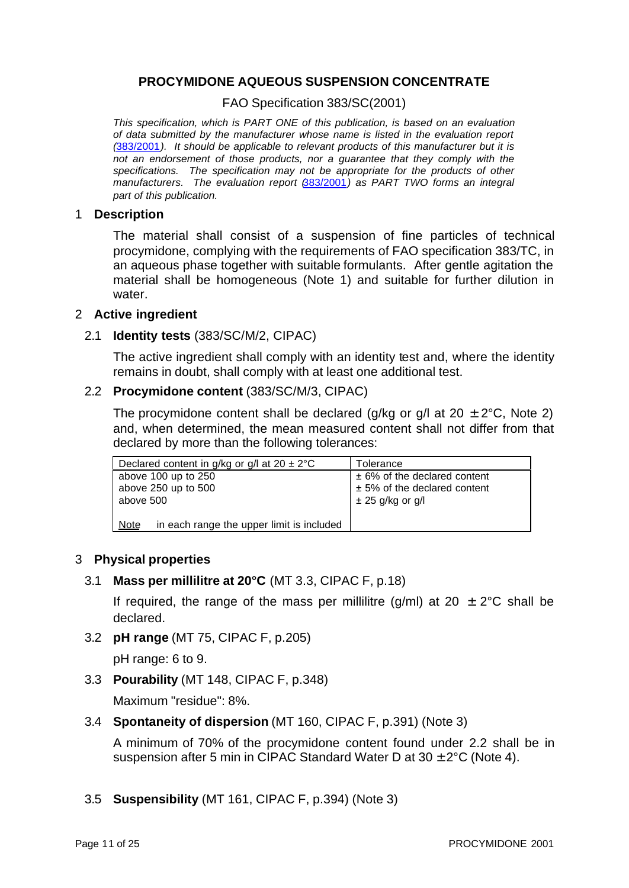## PROCYMIDONE AQUEOUS SUSPENSION CONCENTRATE

FAO Specification 383/SC(2001)

*This specification, which is PART ONE of this publication, is based on an evaluation of data submitted by the manufacturer whose name is listed in the evaluation report (383/2001). It should be applicable to relevant products of this manufacturer but it is not an endorsement of those products, nor a guarantee that they comply with the specifications. The specification may not be appropriate for the products of other manufacturers. The evaluation report (383/2001) as PART TWO forms an integral part of this publication.*

### 1 Description

The material shall consist of a suspension of fine particles of technical procymidone, complying with the requirements of FAO specification 383/TC, in an aqueous phase together with suitable formulants. After gentle agitation the material shall be homogeneous (Note 1) and suitable for further dilution in water.

### 2 Active ingredient

#### 2.1 Identity tests (383/SC/M/2, CIPAC)

The active ingredient shall comply with an identity test and, where the identity remains in doubt, shall comply with at least one additional test.

#### 2.2 Procymidone content (383/SC/M/3, CIPAC)

The procymidone content shall be declared (g/kg or g/l at 20 ± 2°C, Note 2) and, when determined, the mean measured content shall not differ from that declared by more than the following tolerances:

| Declared content in g/kg or g/l at 20 ± 2°C | Tolerance |
|---|---|
| above 100 up to 250 | ± 6% of the declared content |
| above 250 up to 500 | ± 5% of the declared content |
| above 500 | ± 25 g/kg or g/l |
| Note in each range the upper limit is included | |

### 3 Physical properties

#### 3.1 Mass per millilitre at 20°C (MT 3.3, CIPAC F, p.18)

If required, the range of the mass per millilitre (g/ml) at 20 ± 2°C shall be declared.

#### 3.2 pH range (MT 75, CIPAC F, p.205)

pH range: 6 to 9.

#### 3.3 Pourability (MT 148, CIPAC F, p.348)

Maximum "residue": 8%.

#### 3.4 Spontaneity of dispersion (MT 160, CIPAC F, p.391) (Note 3)

A minimum of 70% of the procymidone content found under 2.2 shall be in suspension after 5 min in CIPAC Standard Water D at 30 ± 2°C (Note 4).

#### 3.5 Suspensibility (MT 161, CIPAC F, p.394) (Note 3)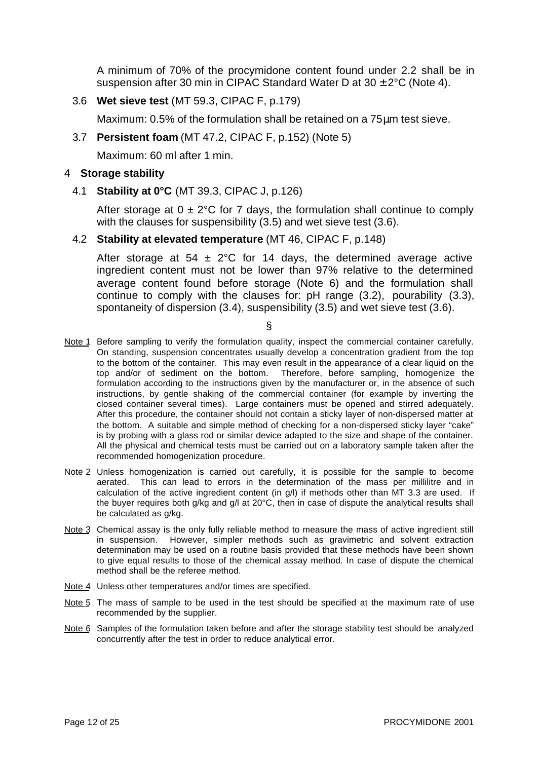A minimum of 70% of the procymidone content found under 2.2 shall be in suspension after 30 min in CIPAC Standard Water D at 30 ± 2°C (Note 4).

3.6 **Wet sieve test** (MT 59.3, CIPAC F, p.179)

Maximum: 0.5% of the formulation shall be retained on a 75 µm test sieve.

3.7 **Persistent foam** (MT 47.2, CIPAC F, p.152) (Note 5)

Maximum: 60 ml after 1 min.

## 4 Storage stability

4.1 **Stability at 0°C** (MT 39.3, CIPAC J, p.126)

After storage at 0 ± 2°C for 7 days, the formulation shall continue to comply with the clauses for suspensibility (3.5) and wet sieve test (3.6).

4.2 **Stability at elevated temperature** (MT 46, CIPAC F, p.148)

After storage at 54 ± 2°C for 14 days, the determined average active ingredient content must not be lower than 97% relative to the determined average content found before storage (Note 6) and the formulation shall continue to comply with the clauses for: pH range (3.2), pourability (3.3), spontaneity of dispersion (3.4), suspensibility (3.5) and wet sieve test (3.6).

§

Note 1 Before sampling to verify the formulation quality, inspect the commercial container carefully. On standing, suspension concentrates usually develop a concentration gradient from the top to the bottom of the container. This may even result in the appearance of a clear liquid on the top and/or of sediment on the bottom. Therefore, before sampling, homogenize the formulation according to the instructions given by the manufacturer or, in the absence of such instructions, by gentle shaking of the commercial container (for example by inverting the closed container several times). Large containers must be opened and stirred adequately. After this procedure, the container should not contain a sticky layer of non-dispersed matter at the bottom. A suitable and simple method of checking for a non-dispersed sticky layer "cake" is by probing with a glass rod or similar device adapted to the size and shape of the container. All the physical and chemical tests must be carried out on a laboratory sample taken after the recommended homogenization procedure.

Note 2 Unless homogenization is carried out carefully, it is possible for the sample to become aerated. This can lead to errors in the determination of the mass per millilitre and in calculation of the active ingredient content (in g/l) if methods other than MT 3.3 are used. If the buyer requires both g/kg and g/l at 20°C, then in case of dispute the analytical results shall be calculated as g/kg.

Note 3 Chemical assay is the only fully reliable method to measure the mass of active ingredient still in suspension. However, simpler methods such as gravimetric and solvent extraction determination may be used on a routine basis provided that these methods have been shown to give equal results to those of the chemical assay method. In case of dispute the chemical method shall be the referee method.

Note 4 Unless other temperatures and/or times are specified.

Note 5 The mass of sample to be used in the test should be specified at the maximum rate of use recommended by the supplier.

Note 6 Samples of the formulation taken before and after the storage stability test should be analyzed concurrently after the test in order to reduce analytical error.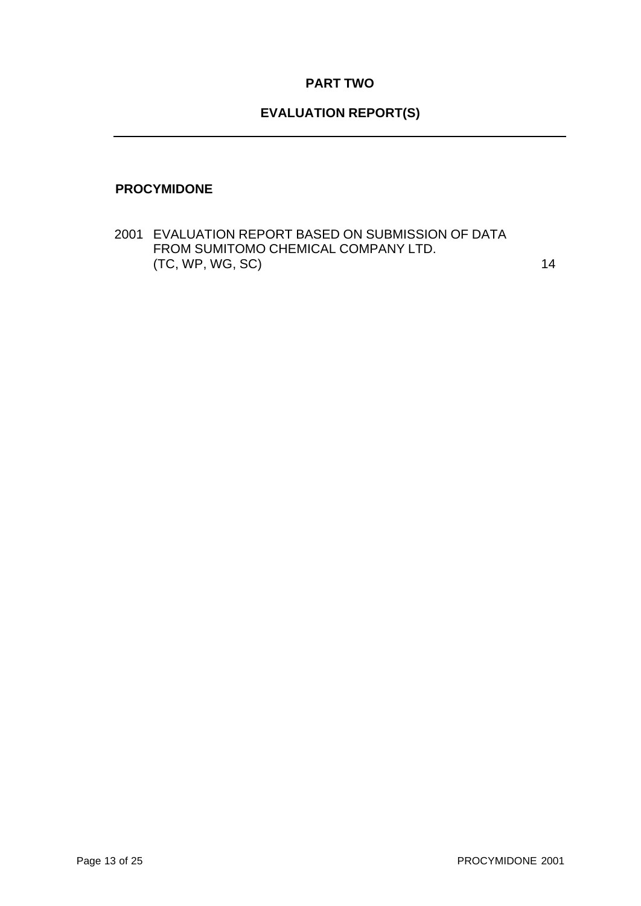# PART TWO

## EVALUATION REPORT(S)

---

**PROCYMIDONE**

2001 EVALUATION REPORT BASED ON SUBMISSION OF DATA FROM SUMITOMO CHEMICAL COMPANY LTD. (TC, WP, WG, SC) 14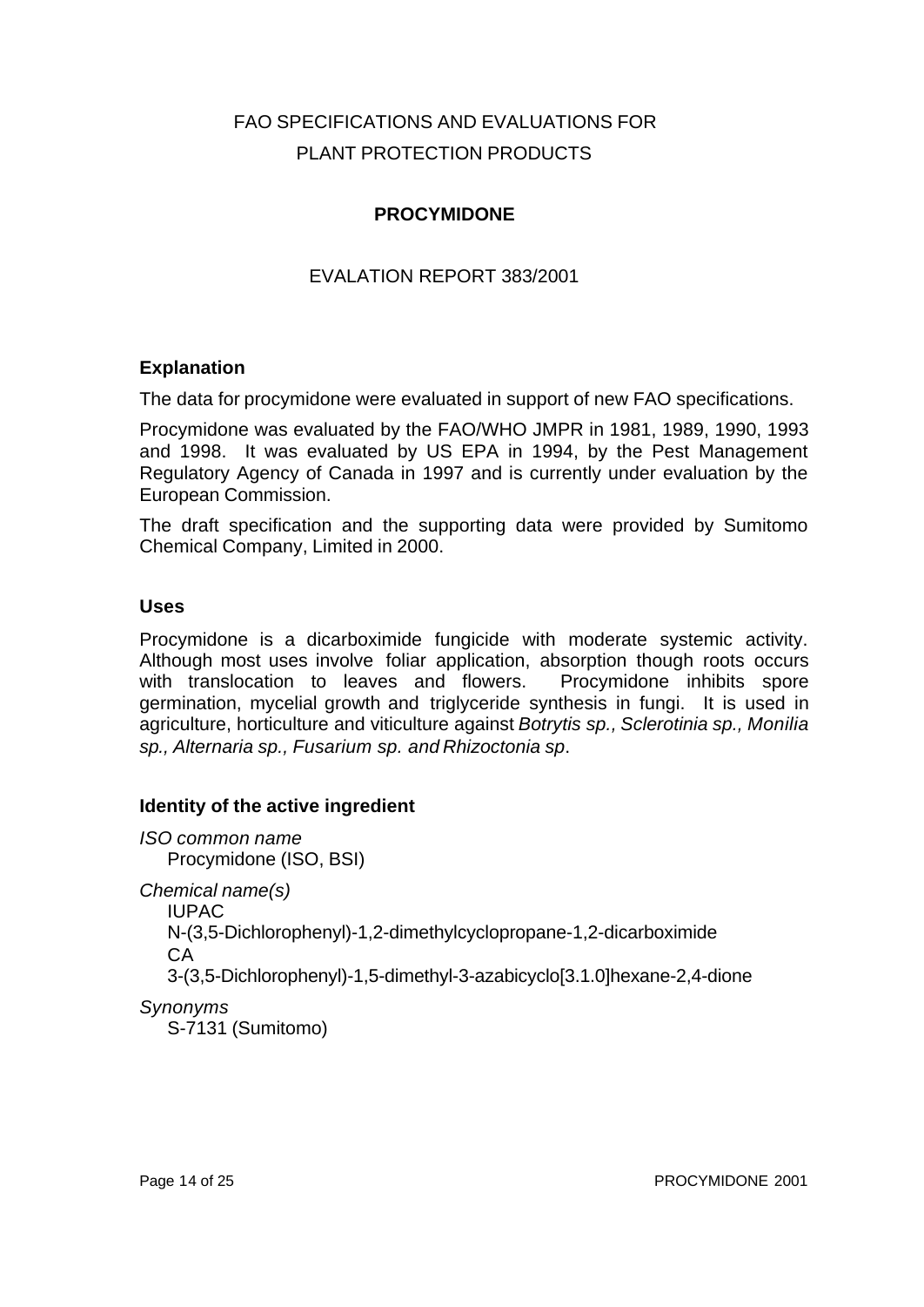# FAO SPECIFICATIONS AND EVALUATIONS FOR PLANT PROTECTION PRODUCTS

## PROCYMIDONE

### EVALATION REPORT 383/2001

### Explanation

The data for procymidone were evaluated in support of new FAO specifications.

Procymidone was evaluated by the FAO/WHO JMPR in 1981, 1989, 1990, 1993 and 1998. It was evaluated by US EPA in 1994, by the Pest Management Regulatory Agency of Canada in 1997 and is currently under evaluation by the European Commission.

The draft specification and the supporting data were provided by Sumitomo Chemical Company, Limited in 2000.

### Uses

Procymidone is a dicarboximide fungicide with moderate systemic activity. Although most uses involve foliar application, absorption though roots occurs with translocation to leaves and flowers. Procymidone inhibits spore germination, mycelial growth and triglyceride synthesis in fungi. It is used in agriculture, horticulture and viticulture against *Botrytis sp., Sclerotinia sp., Monilia sp., Alternaria sp., Fusarium sp. and Rhizoctonia sp*.

### Identity of the active ingredient

*ISO common name*

Procymidone (ISO, BSI)

*Chemical name(s)*

IUPAC

N-(3,5-Dichlorophenyl)-1,2-dimethylcyclopropane-1,2-dicarboximide

CA

3-(3,5-Dichlorophenyl)-1,5-dimethyl-3-azabicyclo[3.1.0]hexane-2,4-dione

*Synonyms*

S-7131 (Sumitomo)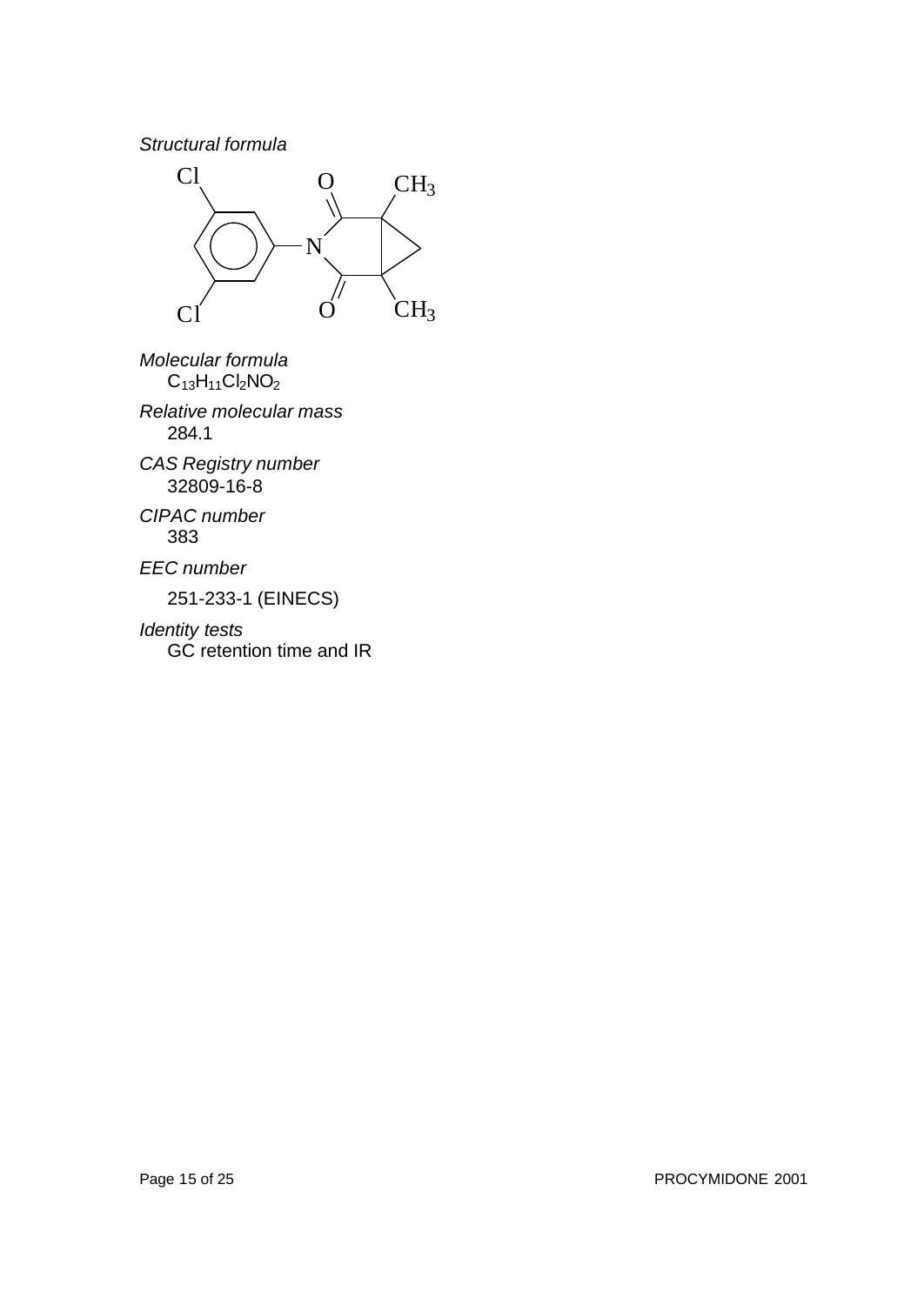*Structural formula*

*Molecular formula*

$C_{13}H_{11}Cl_2NO_2$

*Relative molecular mass*

284.1

*CAS Registry number*

32809-16-8

*CIPAC number*

383

*EEC number*

251-233-1 (EINECS)

*Identity tests*

GC retention time and IR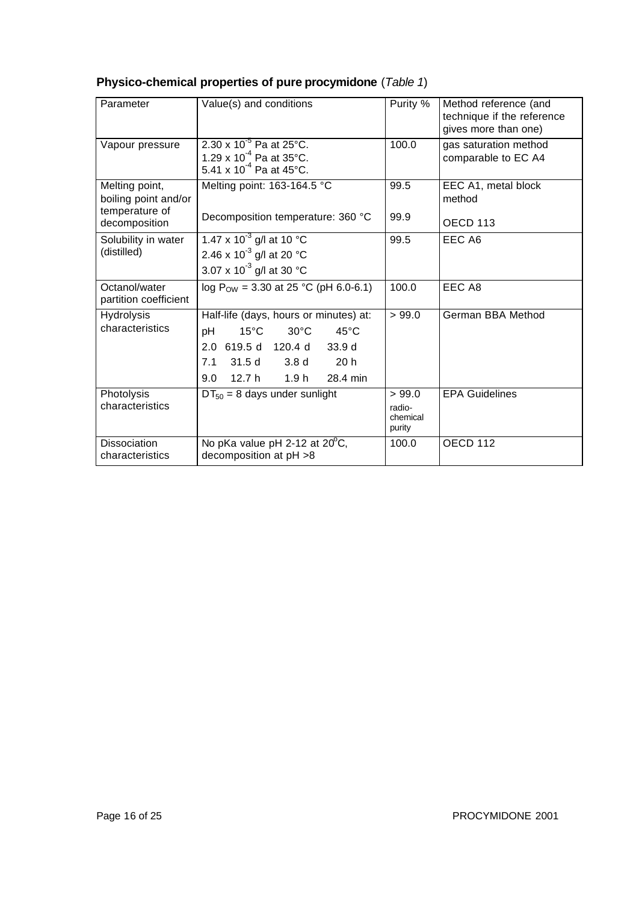**Physico-chemical properties of pure procymidone** (*Table 1*)

| Parameter | Value(s) and conditions | Purity % | Method reference (and technique if the reference gives more than one) |
|---|---|---|---|
| Vapour pressure | $2.30 \times 10^{-5}$ Pa at 25°C.<br>$1.29 \times 10^{-4}$ Pa at 35°C.<br>$5.41 \times 10^{-4}$ Pa at 45°C. | 100.0 | gas saturation method comparable to EC A4 |
| Melting point, boiling point and/or temperature of decomposition | Melting point: 163-164.5 °C<br><br>Decomposition temperature: 360 °C | 99.5<br><br>99.9 | EEC A1, metal block method<br><br>OECD 113 |
| Solubility in water (distilled) | $1.47 \times 10^{-3}$ g/l at 10 °C<br>$2.46 \times 10^{-3}$ g/l at 20 °C<br>$3.07 \times 10^{-3}$ g/l at 30 °C | 99.5 | EEC A6 |
| Octanol/water partition coefficient | log $P_{OW}$ = 3.30 at 25 °C (pH 6.0-6.1) | 100.0 | EEC A8 |
| Hydrolysis characteristics | Half-life (days, hours or minutes) at:<br>pH 15°C 30°C 45°C<br>2.0 619.5 d 120.4 d 33.9 d<br>7.1 31.5 d 3.8 d 20 h<br>9.0 12.7 h 1.9 h 28.4 min | > 99.0 | German BBA Method |
| Photolysis characteristics | $DT_{50}$ = 8 days under sunlight | > 99.0 radio-chemical purity | EPA Guidelines |
| Dissociation characteristics | No pKa value pH 2-12 at 20°C, decomposition at pH >8 | 100.0 | OECD 112 |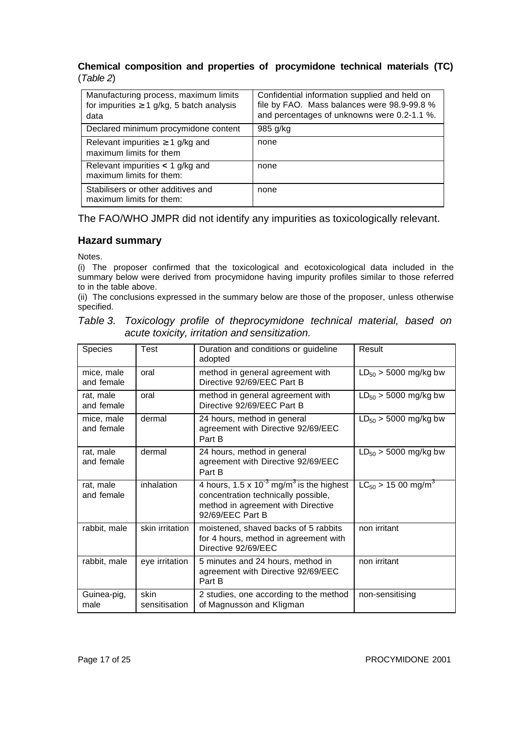### Chemical composition and properties of procymidone technical materials (TC) (*Table 2*)

| Manufacturing process, maximum limits for impurities ≥ 1 g/kg, 5 batch analysis data | Confidential information supplied and held on file by FAO. Mass balances were 98.9-99.8 % and percentages of unknowns were 0.2-1.1 %. |
|---|---|
| Declared minimum procymidone content | 985 g/kg |
| Relevant impurities ≥ 1 g/kg and maximum limits for them | none |
| Relevant impurities < 1 g/kg and maximum limits for them: | none |
| Stabilisers or other additives and maximum limits for them: | none |

The FAO/WHO JMPR did not identify any impurities as toxicologically relevant.

## Hazard summary

Notes.

(i) The proposer confirmed that the toxicological and ecotoxicological data included in the summary below were derived from procymidone having impurity profiles similar to those referred to in the table above.

(ii) The conclusions expressed in the summary below are those of the proposer, unless otherwise specified.

*Table 3. Toxicology profile of theprocymidone technical material, based on acute toxicity, irritation and sensitization.*

| Species | Test | Duration and conditions or guideline adopted | Result |
|---|---|---|---|
| mice, male and female | oral | method in general agreement with Directive 92/69/EEC Part B | $LD_{50}$ > 5000 mg/kg bw |
| rat, male and female | oral | method in general agreement with Directive 92/69/EEC Part B | $LD_{50}$ > 5000 mg/kg bw |
| mice, male and female | dermal | 24 hours, method in general agreement with Directive 92/69/EEC Part B | $LD_{50}$ > 5000 mg/kg bw |
| rat, male and female | dermal | 24 hours, method in general agreement with Directive 92/69/EEC Part B | $LD_{50}$ > 5000 mg/kg bw |
| rat, male and female | inhalation | 4 hours, $1.5 \times 10^{-3}$ mg/m$^3$ is the highest concentration technically possible, method in agreement with Directive 92/69/EEC Part B | $LC_{50}$ > 15 00 mg/m$^3$ |
| rabbit, male | skin irritation | moistened, shaved backs of 5 rabbits for 4 hours, method in agreement with Directive 92/69/EEC | non irritant |
| rabbit, male | eye irritation | 5 minutes and 24 hours, method in agreement with Directive 92/69/EEC Part B | non irritant |
| Guinea-pig, male | skin sensitisation | 2 studies, one according to the method of Magnusson and Kligman | non-sensitising |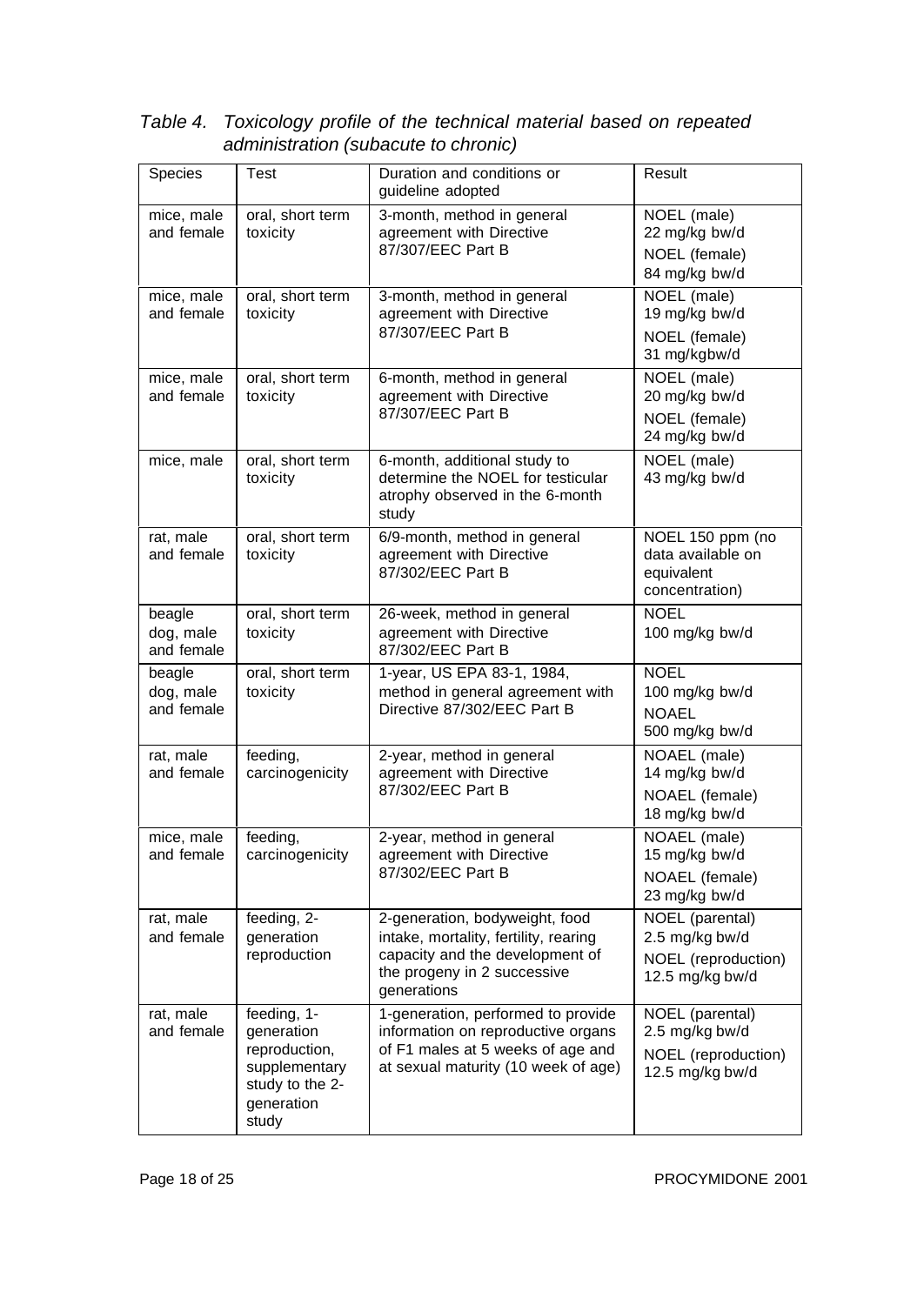*Table 4. Toxicology profile of the technical material based on repeated administration (subacute to chronic)*

| Species | Test | Duration and conditions or guideline adopted | Result |
|---|---|---|---|
| mice, male and female | oral, short term toxicity | 3-month, method in general agreement with Directive 87/307/EEC Part B | NOEL (male) 22 mg/kg bw/d<br>NOEL (female) 84 mg/kg bw/d |
| mice, male and female | oral, short term toxicity | 3-month, method in general agreement with Directive 87/307/EEC Part B | NOEL (male) 19 mg/kg bw/d<br>NOEL (female) 31 mg/kgbw/d |
| mice, male and female | oral, short term toxicity | 6-month, method in general agreement with Directive 87/307/EEC Part B | NOEL (male) 20 mg/kg bw/d<br>NOEL (female) 24 mg/kg bw/d |
| mice, male | oral, short term toxicity | 6-month, additional study to determine the NOEL for testicular atrophy observed in the 6-month study | NOEL (male) 43 mg/kg bw/d |
| rat, male and female | oral, short term toxicity | 6/9-month, method in general agreement with Directive 87/302/EEC Part B | NOEL 150 ppm (no data available on equivalent concentration) |
| beagle dog, male and female | oral, short term toxicity | 26-week, method in general agreement with Directive 87/302/EEC Part B | NOEL 100 mg/kg bw/d |
| beagle dog, male and female | oral, short term toxicity | 1-year, US EPA 83-1, 1984, method in general agreement with Directive 87/302/EEC Part B | NOEL 100 mg/kg bw/d<br>NOAEL 500 mg/kg bw/d |
| rat, male and female | feeding, carcinogenicity | 2-year, method in general agreement with Directive 87/302/EEC Part B | NOAEL (male) 14 mg/kg bw/d<br>NOAEL (female) 18 mg/kg bw/d |
| mice, male and female | feeding, carcinogenicity | 2-year, method in general agreement with Directive 87/302/EEC Part B | NOAEL (male) 15 mg/kg bw/d<br>NOAEL (female) 23 mg/kg bw/d |
| rat, male and female | feeding, 2-generation reproduction | 2-generation, bodyweight, food intake, mortality, fertility, rearing capacity and the development of the progeny in 2 successive generations | NOEL (parental) 2.5 mg/kg bw/d<br>NOEL (reproduction) 12.5 mg/kg bw/d |
| rat, male and female | feeding, 1-generation reproduction, supplementary study to the 2-generation study | 1-generation, performed to provide information on reproductive organs of F1 males at 5 weeks of age and at sexual maturity (10 week of age) | NOEL (parental) 2.5 mg/kg bw/d<br>NOEL (reproduction) 12.5 mg/kg bw/d |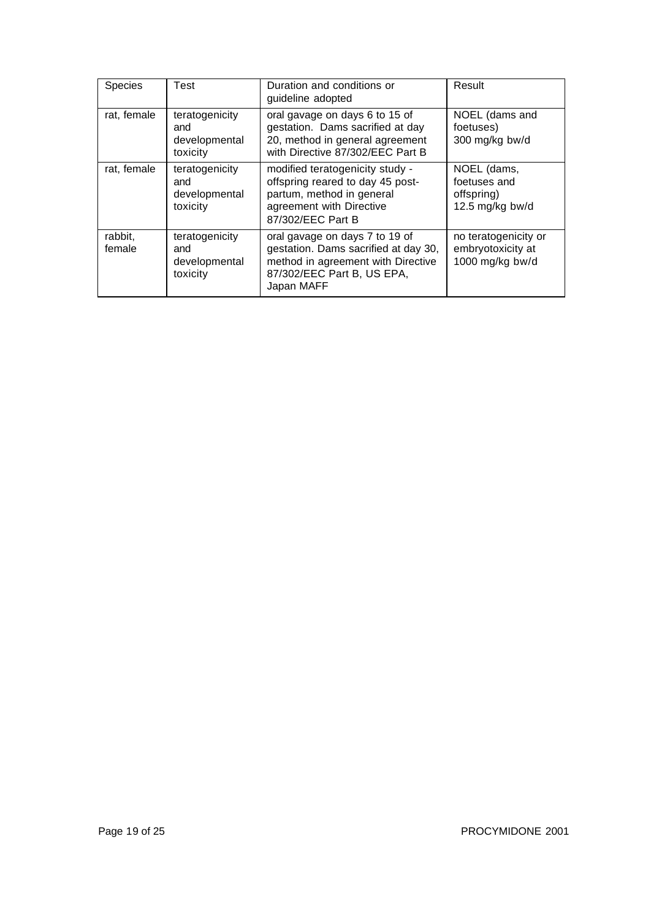| Species | Test | Duration and conditions or guideline adopted | Result |
| --- | --- | --- | --- |
| rat, female | teratogenicity and developmental toxicity | oral gavage on days 6 to 15 of gestation. Dams sacrified at day 20, method in general agreement with Directive 87/302/EEC Part B | NOEL (dams and foetuses) 300 mg/kg bw/d |
| rat, female | teratogenicity and developmental toxicity | modified teratogenicity study - offspring reared to day 45 post-partum, method in general agreement with Directive 87/302/EEC Part B | NOEL (dams, foetuses and offspring) 12.5 mg/kg bw/d |
| rabbit, female | teratogenicity and developmental toxicity | oral gavage on days 7 to 19 of gestation. Dams sacrified at day 30, method in agreement with Directive 87/302/EEC Part B, US EPA, Japan MAFF | no teratogenicity or embryotoxicity at 1000 mg/kg bw/d |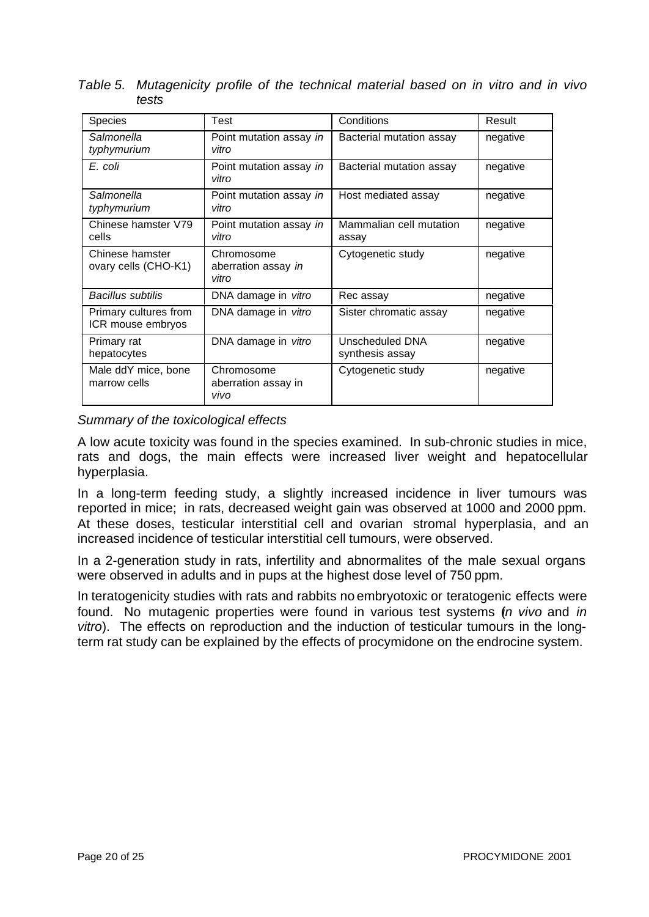*Table 5. Mutagenicity profile of the technical material based on in vitro and in vivo tests*

| Species | Test | Conditions | Result |
|---|---|---|---|
| *Salmonella typhymurium* | Point mutation assay *in vitro* | Bacterial mutation assay | negative |
| *E. coli* | Point mutation assay *in vitro* | Bacterial mutation assay | negative |
| *Salmonella typhymurium* | Point mutation assay *in vitro* | Host mediated assay | negative |
| Chinese hamster V79 cells | Point mutation assay *in vitro* | Mammalian cell mutation assay | negative |
| Chinese hamster ovary cells (CHO-K1) | Chromosome aberration assay *in vitro* | Cytogenetic study | negative |
| *Bacillus subtilis* | DNA damage in *vitro* | Rec assay | negative |
| Primary cultures from ICR mouse embryos | DNA damage in *vitro* | Sister chromatic assay | negative |
| Primary rat hepatocytes | DNA damage in *vitro* | Unscheduled DNA synthesis assay | negative |
| Male ddY mice, bone marrow cells | Chromosome aberration assay in *vivo* | Cytogenetic study | negative |

*Summary of the toxicological effects*

A low acute toxicity was found in the species examined. In sub-chronic studies in mice, rats and dogs, the main effects were increased liver weight and hepatocellular hyperplasia.

In a long-term feeding study, a slightly increased incidence in liver tumours was reported in mice; in rats, decreased weight gain was observed at 1000 and 2000 ppm. At these doses, testicular interstitial cell and ovarian stromal hyperplasia, and an increased incidence of testicular interstitial cell tumours, were observed.

In a 2-generation study in rats, infertility and abnormalites of the male sexual organs were observed in adults and in pups at the highest dose level of 750 ppm.

In teratogenicity studies with rats and rabbits no embryotoxic or teratogenic effects were found. No mutagenic properties were found in various test systems (*in vivo* and *in vitro*). The effects on reproduction and the induction of testicular tumours in the long-term rat study can be explained by the effects of procymidone on the endrocine system.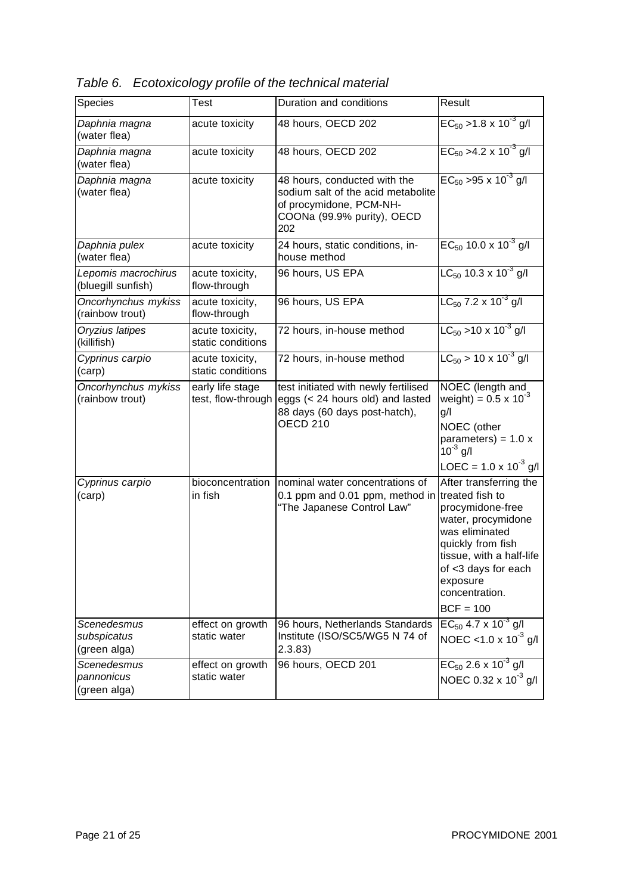*Table 6. Ecotoxicology profile of the technical material*

| Species | Test | Duration and conditions | Result |
|---|---|---|---|
| *Daphnia magna* (water flea) | acute toxicity | 48 hours, OECD 202 | $EC_{50}$ >1.8 x $10^{-3}$ g/l |
| *Daphnia magna* (water flea) | acute toxicity | 48 hours, OECD 202 | $EC_{50}$ >4.2 x $10^{-3}$ g/l |
| *Daphnia magna* (water flea) | acute toxicity | 48 hours, conducted with the sodium salt of the acid metabolite of procymidone, PCM-NH-COONa (99.9% purity), OECD 202 | $EC_{50}$ >95 x $10^{-3}$ g/l |
| *Daphnia pulex* (water flea) | acute toxicity | 24 hours, static conditions, in-house method | $EC_{50}$ 10.0 x $10^{-3}$ g/l |
| *Lepomis macrochirus* (bluegill sunfish) | acute toxicity, flow-through | 96 hours, US EPA | $LC_{50}$ 10.3 x $10^{-3}$ g/l |
| *Oncorhynchus mykiss* (rainbow trout) | acute toxicity, flow-through | 96 hours, US EPA | $LC_{50}$ 7.2 x $10^{-3}$ g/l |
| *Oryzius latipes* (killifish) | acute toxicity, static conditions | 72 hours, in-house method | $LC_{50}$ >10 x $10^{-3}$ g/l |
| *Cyprinus carpio* (carp) | acute toxicity, static conditions | 72 hours, in-house method | $LC_{50}$ > 10 x $10^{-3}$ g/l |
| *Oncorhynchus mykiss* (rainbow trout) | early life stage test, flow-through | test initiated with newly fertilised eggs (< 24 hours old) and lasted 88 days (60 days post-hatch), OECD 210 | NOEC (length and weight) = 0.5 x $10^{-3}$ g/l<br>NOEC (other parameters) = 1.0 x $10^{-3}$ g/l<br>LOEC = 1.0 x $10^{-3}$ g/l |
| *Cyprinus carpio* (carp) | bioconcentration in fish | nominal water concentrations of 0.1 ppm and 0.01 ppm, method in "The Japanese Control Law" | After transferring the treated fish to procymidone-free water, procymidone was eliminated quickly from fish tissue, with a half-life of <3 days for each exposure concentration.<br>BCF = 100 |
| *Scenedesmus subspicatus* (green alga) | effect on growth static water | 96 hours, Netherlands Standards Institute (ISO/SC5/WG5 N 74 of 2.3.83) | $EC_{50}$ 4.7 x $10^{-3}$ g/l<br>NOEC <1.0 x $10^{-3}$ g/l |
| *Scenedesmus pannonicus* (green alga) | effect on growth static water | 96 hours, OECD 201 | $EC_{50}$ 2.6 x $10^{-3}$ g/l<br>NOEC 0.32 x $10^{-3}$ g/l |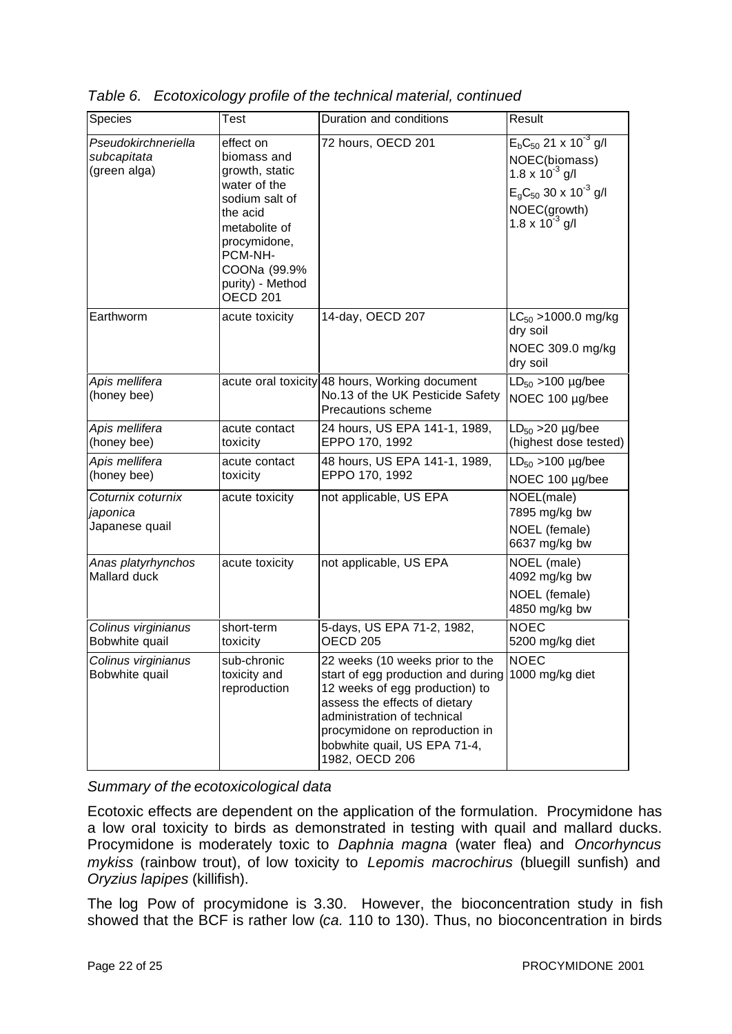*Table 6. Ecotoxicology profile of the technical material, continued*

| Species | Test | Duration and conditions | Result |
|---|---|---|---|
| *Pseudokirchneriella subcapitata* (green alga) | effect on biomass and growth, static water of the sodium salt of the acid metabolite of procymidone, PCM-NH-COONa (99.9% purity) - Method OECD 201 | 72 hours, OECD 201 | $E_bC_{50}$ 21 x $10^{-3}$ g/l<br>NOEC(biomass) 1.8 x $10^{-3}$ g/l<br>$E_gC_{50}$ 30 x $10^{-3}$ g/l<br>NOEC(growth) 1.8 x $10^{-3}$ g/l |
| Earthworm | acute toxicity | 14-day, OECD 207 | $LC_{50}$ >1000.0 mg/kg dry soil<br>NOEC 309.0 mg/kg dry soil |
| *Apis mellifera* (honey bee) | acute oral toxicity | 48 hours, Working document No.13 of the UK Pesticide Safety Precautions scheme | $LD_{50}$ >100 µg/bee<br>NOEC 100 µg/bee |
| *Apis mellifera* (honey bee) | acute contact toxicity | 24 hours, US EPA 141-1, 1989, EPPO 170, 1992 | $LD_{50}$ >20 µg/bee (highest dose tested) |
| *Apis mellifera* (honey bee) | acute contact toxicity | 48 hours, US EPA 141-1, 1989, EPPO 170, 1992 | $LD_{50}$ >100 µg/bee<br>NOEC 100 µg/bee |
| *Coturnix coturnix japonica* Japanese quail | acute toxicity | not applicable, US EPA | NOEL(male) 7895 mg/kg bw<br>NOEL (female) 6637 mg/kg bw |
| *Anas platyrhynchos* Mallard duck | acute toxicity | not applicable, US EPA | NOEL (male) 4092 mg/kg bw<br>NOEL (female) 4850 mg/kg bw |
| *Colinus virginianus* Bobwhite quail | short-term toxicity | 5-days, US EPA 71-2, 1982, OECD 205 | NOEC 5200 mg/kg diet |
| *Colinus virginianus* Bobwhite quail | sub-chronic toxicity and reproduction | 22 weeks (10 weeks prior to the start of egg production and during 12 weeks of egg production) to assess the effects of dietary administration of technical procymidone on reproduction in bobwhite quail, US EPA 71-4, 1982, OECD 206 | NOEC 1000 mg/kg diet |

*Summary of the ecotoxicological data*

Ecotoxic effects are dependent on the application of the formulation. Procymidone has a low oral toxicity to birds as demonstrated in testing with quail and mallard ducks. Procymidone is moderately toxic to *Daphnia magna* (water flea) and *Oncorhyncus mykiss* (rainbow trout), of low toxicity to *Lepomis macrochirus* (bluegill sunfish) and *Oryzius lapipes* (killifish).

The log Pow of procymidone is 3.30. However, the bioconcentration study in fish showed that the BCF is rather low (*ca.* 110 to 130). Thus, no bioconcentration in birds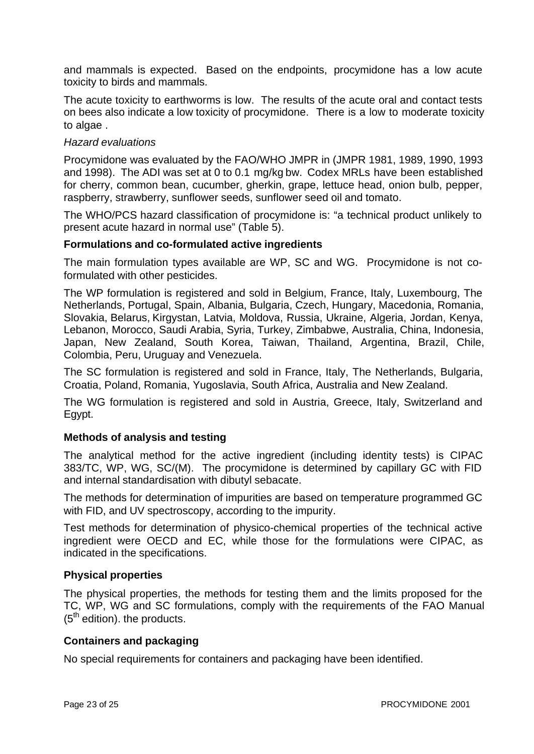and mammals is expected. Based on the endpoints, procymidone has a low acute toxicity to birds and mammals.

The acute toxicity to earthworms is low. The results of the acute oral and contact tests on bees also indicate a low toxicity of procymidone. There is a low to moderate toxicity to algae .

*Hazard evaluations*

Procymidone was evaluated by the FAO/WHO JMPR in (JMPR 1981, 1989, 1990, 1993 and 1998). The ADI was set at 0 to 0.1 mg/kg bw. Codex MRLs have been established for cherry, common bean, cucumber, gherkin, grape, lettuce head, onion bulb, pepper, raspberry, strawberry, sunflower seeds, sunflower seed oil and tomato.

The WHO/PCS hazard classification of procymidone is: "a technical product unlikely to present acute hazard in normal use" (Table 5).

**Formulations and co-formulated active ingredients**

The main formulation types available are WP, SC and WG. Procymidone is not co-formulated with other pesticides.

The WP formulation is registered and sold in Belgium, France, Italy, Luxembourg, The Netherlands, Portugal, Spain, Albania, Bulgaria, Czech, Hungary, Macedonia, Romania, Slovakia, Belarus, Kirgystan, Latvia, Moldova, Russia, Ukraine, Algeria, Jordan, Kenya, Lebanon, Morocco, Saudi Arabia, Syria, Turkey, Zimbabwe, Australia, China, Indonesia, Japan, New Zealand, South Korea, Taiwan, Thailand, Argentina, Brazil, Chile, Colombia, Peru, Uruguay and Venezuela.

The SC formulation is registered and sold in France, Italy, The Netherlands, Bulgaria, Croatia, Poland, Romania, Yugoslavia, South Africa, Australia and New Zealand.

The WG formulation is registered and sold in Austria, Greece, Italy, Switzerland and Egypt.

**Methods of analysis and testing**

The analytical method for the active ingredient (including identity tests) is CIPAC 383/TC, WP, WG, SC/(M). The procymidone is determined by capillary GC with FID and internal standardisation with dibutyl sebacate.

The methods for determination of impurities are based on temperature programmed GC with FID, and UV spectroscopy, according to the impurity.

Test methods for determination of physico-chemical properties of the technical active ingredient were OECD and EC, while those for the formulations were CIPAC, as indicated in the specifications.

**Physical properties**

The physical properties, the methods for testing them and the limits proposed for the TC, WP, WG and SC formulations, comply with the requirements of the FAO Manual (5th edition). the products.

**Containers and packaging**

No special requirements for containers and packaging have been identified.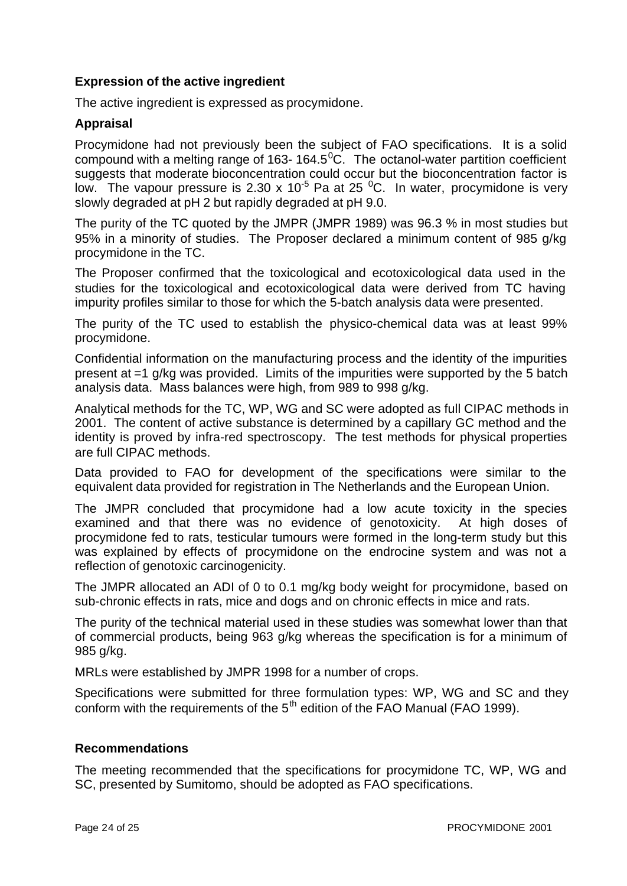### Expression of the active ingredient

The active ingredient is expressed as procymidone.

### Appraisal

Procymidone had not previously been the subject of FAO specifications. It is a solid compound with a melting range of 163- 164.5$^0$C. The octanol-water partition coefficient suggests that moderate bioconcentration could occur but the bioconcentration factor is low. The vapour pressure is 2.30 x $10^{-5}$ Pa at 25 $^0$C. In water, procymidone is very slowly degraded at pH 2 but rapidly degraded at pH 9.0.

The purity of the TC quoted by the JMPR (JMPR 1989) was 96.3 % in most studies but 95% in a minority of studies. The Proposer declared a minimum content of 985 g/kg procymidone in the TC.

The Proposer confirmed that the toxicological and ecotoxicological data used in the studies for the toxicological and ecotoxicological data were derived from TC having impurity profiles similar to those for which the 5-batch analysis data were presented.

The purity of the TC used to establish the physico-chemical data was at least 99% procymidone.

Confidential information on the manufacturing process and the identity of the impurities present at =1 g/kg was provided. Limits of the impurities were supported by the 5 batch analysis data. Mass balances were high, from 989 to 998 g/kg.

Analytical methods for the TC, WP, WG and SC were adopted as full CIPAC methods in 2001. The content of active substance is determined by a capillary GC method and the identity is proved by infra-red spectroscopy. The test methods for physical properties are full CIPAC methods.

Data provided to FAO for development of the specifications were similar to the equivalent data provided for registration in The Netherlands and the European Union.

The JMPR concluded that procymidone had a low acute toxicity in the species examined and that there was no evidence of genotoxicity. At high doses of procymidone fed to rats, testicular tumours were formed in the long-term study but this was explained by effects of procymidone on the endrocine system and was not a reflection of genotoxic carcinogenicity.

The JMPR allocated an ADI of 0 to 0.1 mg/kg body weight for procymidone, based on sub-chronic effects in rats, mice and dogs and on chronic effects in mice and rats.

The purity of the technical material used in these studies was somewhat lower than that of commercial products, being 963 g/kg whereas the specification is for a minimum of 985 g/kg.

MRLs were established by JMPR 1998 for a number of crops.

Specifications were submitted for three formulation types: WP, WG and SC and they conform with the requirements of the 5$^{th}$ edition of the FAO Manual (FAO 1999).

### Recommendations

The meeting recommended that the specifications for procymidone TC, WP, WG and SC, presented by Sumitomo, should be adopted as FAO specifications.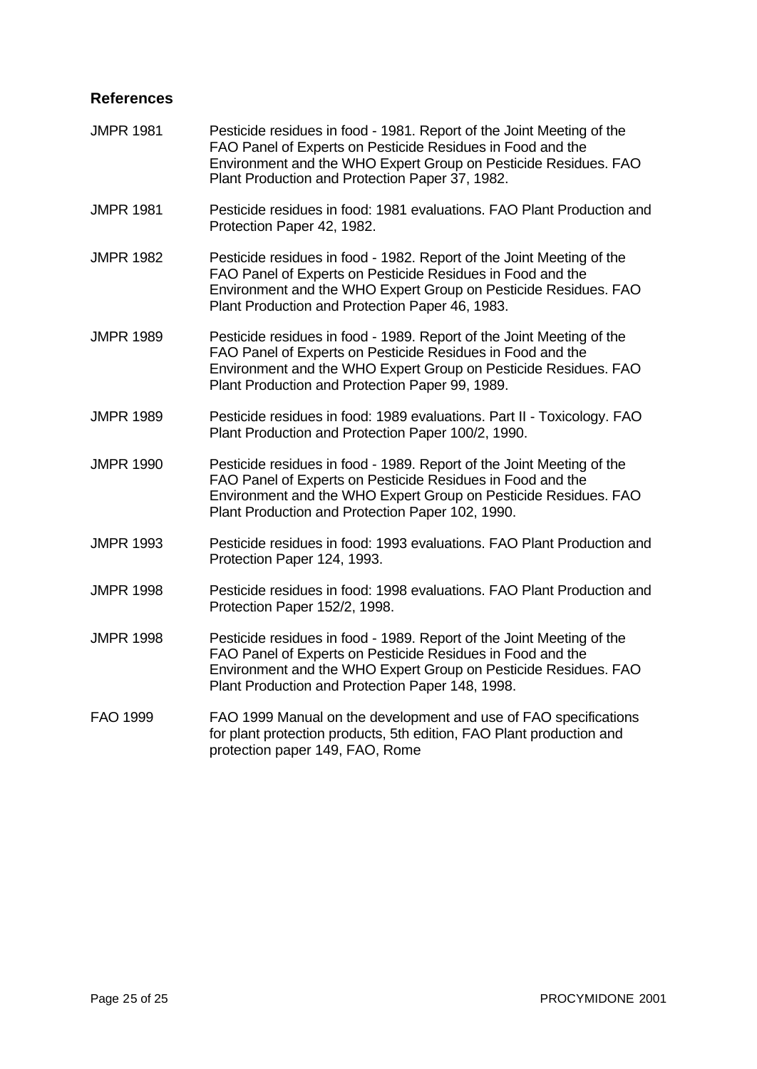## References

| | |
|---|---|
| JMPR 1981 | Pesticide residues in food - 1981. Report of the Joint Meeting of the FAO Panel of Experts on Pesticide Residues in Food and the Environment and the WHO Expert Group on Pesticide Residues. FAO Plant Production and Protection Paper 37, 1982. |
| JMPR 1981 | Pesticide residues in food: 1981 evaluations. FAO Plant Production and Protection Paper 42, 1982. |
| JMPR 1982 | Pesticide residues in food - 1982. Report of the Joint Meeting of the FAO Panel of Experts on Pesticide Residues in Food and the Environment and the WHO Expert Group on Pesticide Residues. FAO Plant Production and Protection Paper 46, 1983. |
| JMPR 1989 | Pesticide residues in food - 1989. Report of the Joint Meeting of the FAO Panel of Experts on Pesticide Residues in Food and the Environment and the WHO Expert Group on Pesticide Residues. FAO Plant Production and Protection Paper 99, 1989. |
| JMPR 1989 | Pesticide residues in food: 1989 evaluations. Part II - Toxicology. FAO Plant Production and Protection Paper 100/2, 1990. |
| JMPR 1990 | Pesticide residues in food - 1989. Report of the Joint Meeting of the FAO Panel of Experts on Pesticide Residues in Food and the Environment and the WHO Expert Group on Pesticide Residues. FAO Plant Production and Protection Paper 102, 1990. |
| JMPR 1993 | Pesticide residues in food: 1993 evaluations. FAO Plant Production and Protection Paper 124, 1993. |
| JMPR 1998 | Pesticide residues in food: 1998 evaluations. FAO Plant Production and Protection Paper 152/2, 1998. |
| JMPR 1998 | Pesticide residues in food - 1989. Report of the Joint Meeting of the FAO Panel of Experts on Pesticide Residues in Food and the Environment and the WHO Expert Group on Pesticide Residues. FAO Plant Production and Protection Paper 148, 1998. |
| FAO 1999 | FAO 1999 Manual on the development and use of FAO specifications for plant protection products, 5th edition, FAO Plant production and protection paper 149, FAO, Rome |